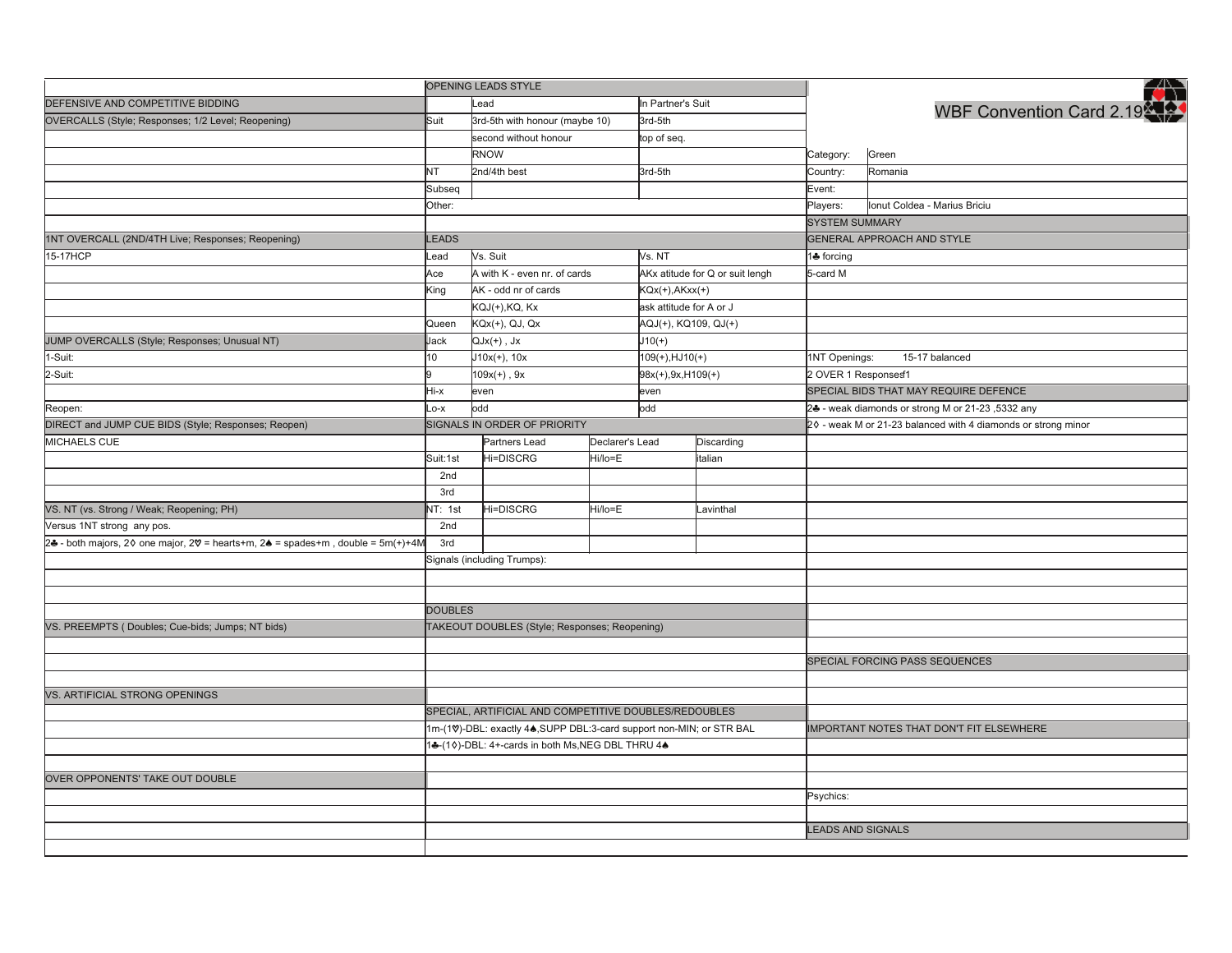# WBF Convention Card 2.19

| | |
|---|---|
| Category: | Green |
| Country: | Romania |
| Event: | |
| Players: | Ionut Coldea - Marius Briciu |

## SYSTEM SUMMARY

### GENERAL APPROACH AND STYLE

1♣ forcing

5-card M

1NT Openings: 15-17 balanced

2 OVER 1 Responsesf1

### SPECIAL BIDS THAT MAY REQUIRE DEFENCE

2♣ - weak diamonds or strong M or 21-23 ,5332 any

2◊ - weak M or 21-23 balanced with 4 diamonds or strong minor

### SPECIAL FORCING PASS SEQUENCES

### IMPORTANT NOTES THAT DON'T FIT ELSEWHERE

Psychics:

### LEADS AND SIGNALS

## DEFENSIVE AND COMPETITIVE BIDDING

### OVERCALLS (Style; Responses; 1/2 Level; Reopening)

### 1NT OVERCALL (2ND/4TH Live; Responses; Reopening)

15-17HCP

### JUMP OVERCALLS (Style; Responses; Unusual NT)

1-Suit:

2-Suit:

Reopen:

### DIRECT and JUMP CUE BIDS (Style; Responses; Reopen)

MICHAELS CUE

### VS. NT (vs. Strong / Weak; Reopening; PH)

Versus 1NT strong any pos.

2♣ - both majors, 2◊ one major, 2♥ = hearts+m, 2♠ = spades+m , double = 5m(+)+4M

### VS. PREEMPTS ( Doubles; Cue-bids; Jumps; NT bids)

### VS. ARTIFICIAL STRONG OPENINGS

### OVER OPPONENTS' TAKE OUT DOUBLE

## OPENING LEADS STYLE

| | Lead | In Partner's Suit |
|---|---|---|
| Suit | 3rd-5th with honour (maybe 10) | 3rd-5th |
| | second without honour | top of seq. |
| | RNOW | |
| NT | 2nd/4th best | 3rd-5th |
| Subseq | | |
| Other: | | |

## LEADS

| Lead | Vs. Suit | Vs. NT |
|---|---|---|
| Ace | A with K - even nr. of cards | AKx atitude for Q or suit lengh |
| King | AK - odd nr of cards | KQx(+),AKxx(+) |
| | KQJ(+),KQ, Kx | ask attitude for A or J |
| Queen | KQx(+), QJ, Qx | AQJ(+), KQ109, QJ(+) |
| Jack | QJx(+) , Jx | J10(+) |
| 10 | J10x(+), 10x | 109(+),HJ10(+) |
| 9 | 109x(+) , 9x | 98x(+),9x,H109(+) |
| Hi-x | even | even |
| Lo-x | odd | odd |

## SIGNALS IN ORDER OF PRIORITY

| | Partners Lead | Declarer's Lead | Discarding |
|---|---|---|---|
| Suit:1st | Hi=DISCRG | Hi/lo=E | italian |
| 2nd | | | |
| 3rd | | | |
| NT: 1st | Hi=DISCRG | Hi/lo=E | Lavinthal |
| 2nd | | | |
| 3rd | | | |

Signals (including Trumps):

## DOUBLES

### TAKEOUT DOUBLES (Style; Responses; Reopening)

### SPECIAL, ARTIFICIAL AND COMPETITIVE DOUBLES/REDOUBLES

1m-(1♥)-DBL: exactly 4♠,SUPP DBL:3-card support non-MIN; or STR BAL

1♣-(1◊)-DBL: 4+-cards in both Ms,NEG DBL THRU 4♠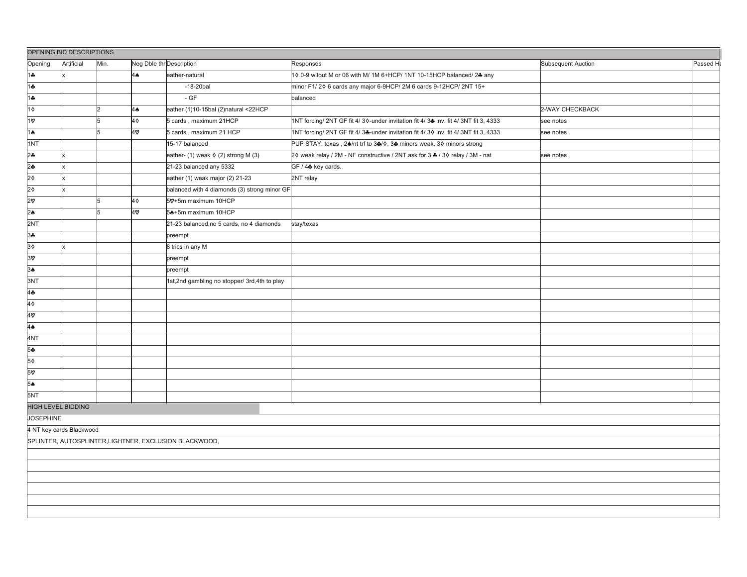## OPENING BID DESCRIPTIONS

| Opening | Artificial | Min. | Neg Dble thr | Description | Responses | Subsequent Auction | Passed H |
|---|---|---|---|---|---|---|---|
| 1♣ | x | | 4♠ | eather-natural | 1◊ 0-9 witout M or 06 with M/ 1M 6+HCP/ 1NT 10-15HCP balanced/ 2♣ any | | |
| 1♣ | | | | -18-20bal | minor F1/ 2◊ 6 cards any major 6-9HCP/ 2M 6 cards 9-12HCP/ 2NT 15+ | | |
| 1♣ | | | | - GF | balanced | | |
| 1◊ | | 2 | 4♠ | eather (1)10-15bal (2)natural <22HCP | | 2-WAY CHECKBACK | |
| 1♡ | | 5 | 4◊ | 5 cards , maximum 21HCP | 1NT forcing/ 2NT GF fit 4/ 3◊-under invitation fit 4/ 3♣ inv. fit 4/ 3NT fit 3, 4333 | see notes | |
| 1♠ | | 5 | 4♡ | 5 cards , maximum 21 HCP | 1NT forcing/ 2NT GF fit 4/ 3♣-under invitation fit 4/ 3◊ inv. fit 4/ 3NT fit 3, 4333 | see notes | |
| 1NT | | | | 15-17 balanced | PUP STAY, texas , 2♠/nt trf to 3♣/◊, 3♣ minors weak, 3◊ minors strong | | |
| 2♣ | x | | | eather- (1) weak ◊ (2) strong M (3) | 2◊ weak relay / 2M - NF constructive / 2NT ask for 3 ♣ / 3◊ relay / 3M - nat | see notes | |
| 2♣ | x | | | 21-23 balanced any 5332 | GF / 4♣ key cards. | | |
| 2◊ | x | | | eather (1) weak major (2) 21-23 | 2NT relay | | |
| 2◊ | x | | | balanced with 4 diamonds (3) strong minor GF | | | |
| 2♡ | | 5 | 4◊ | 5♡+5m maximum 10HCP | | | |
| 2♠ | | 5 | 4♡ | 5♠+5m maximum 10HCP | | | |
| 2NT | | | | 21-23 balanced,no 5 cards, no 4 diamonds | stay/texas | | |
| 3♣ | | | | preempt | | | |
| 3◊ | x | | | 8 trics in any M | | | |
| 3♡ | | | | preempt | | | |
| 3♠ | | | | preempt | | | |
| 3NT | | | | 1st,2nd gambling no stopper/ 3rd,4th to play | | | |
| 4♣ | | | | | | | |
| 4◊ | | | | | | | |
| 4♡ | | | | | | | |
| 4♠ | | | | | | | |
| 4NT | | | | | | | |
| 5♣ | | | | | | | |
| 5◊ | | | | | | | |
| 5♡ | | | | | | | |
| 5♠ | | | | | | | |
| 5NT | | | | | | | |

## HIGH LEVEL BIDDING

JOSEPHINE

4 NT key cards Blackwood

SPLINTER, AUTOSPLINTER,LIGHTNER, EXCLUSION BLACKWOOD,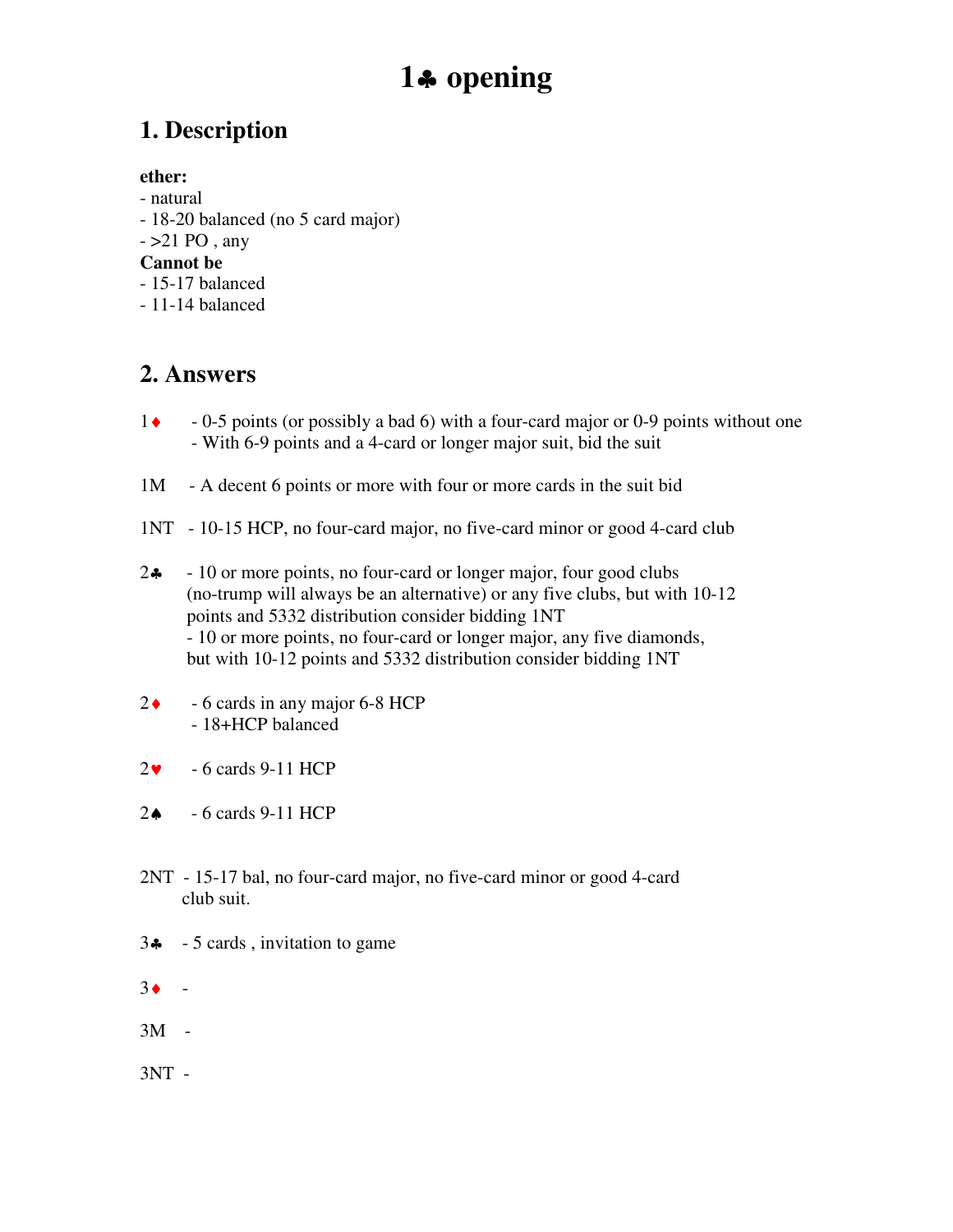# 1♣ opening

## 1. Description

**ether:**
- natural
- 18-20 balanced (no 5 card major)
- >21 PO , any

**Cannot be**
- 15-17 balanced
- 11-14 balanced

## 2. Answers

1♦ - 0-5 points (or possibly a bad 6) with a four-card major or 0-9 points without one
- With 6-9 points and a 4-card or longer major suit, bid the suit

1M - A decent 6 points or more with four or more cards in the suit bid

1NT - 10-15 HCP, no four-card major, no five-card minor or good 4-card club

2♣ - 10 or more points, no four-card or longer major, four good clubs (no-trump will always be an alternative) or any five clubs, but with 10-12 points and 5332 distribution consider bidding 1NT
- 10 or more points, no four-card or longer major, any five diamonds, but with 10-12 points and 5332 distribution consider bidding 1NT

2♦ - 6 cards in any major 6-8 HCP
- 18+HCP balanced

2♥ - 6 cards 9-11 HCP

2♠ - 6 cards 9-11 HCP

2NT - 15-17 bal, no four-card major, no five-card minor or good 4-card club suit.

3♣ - 5 cards , invitation to game

3♦ -

3M -

3NT -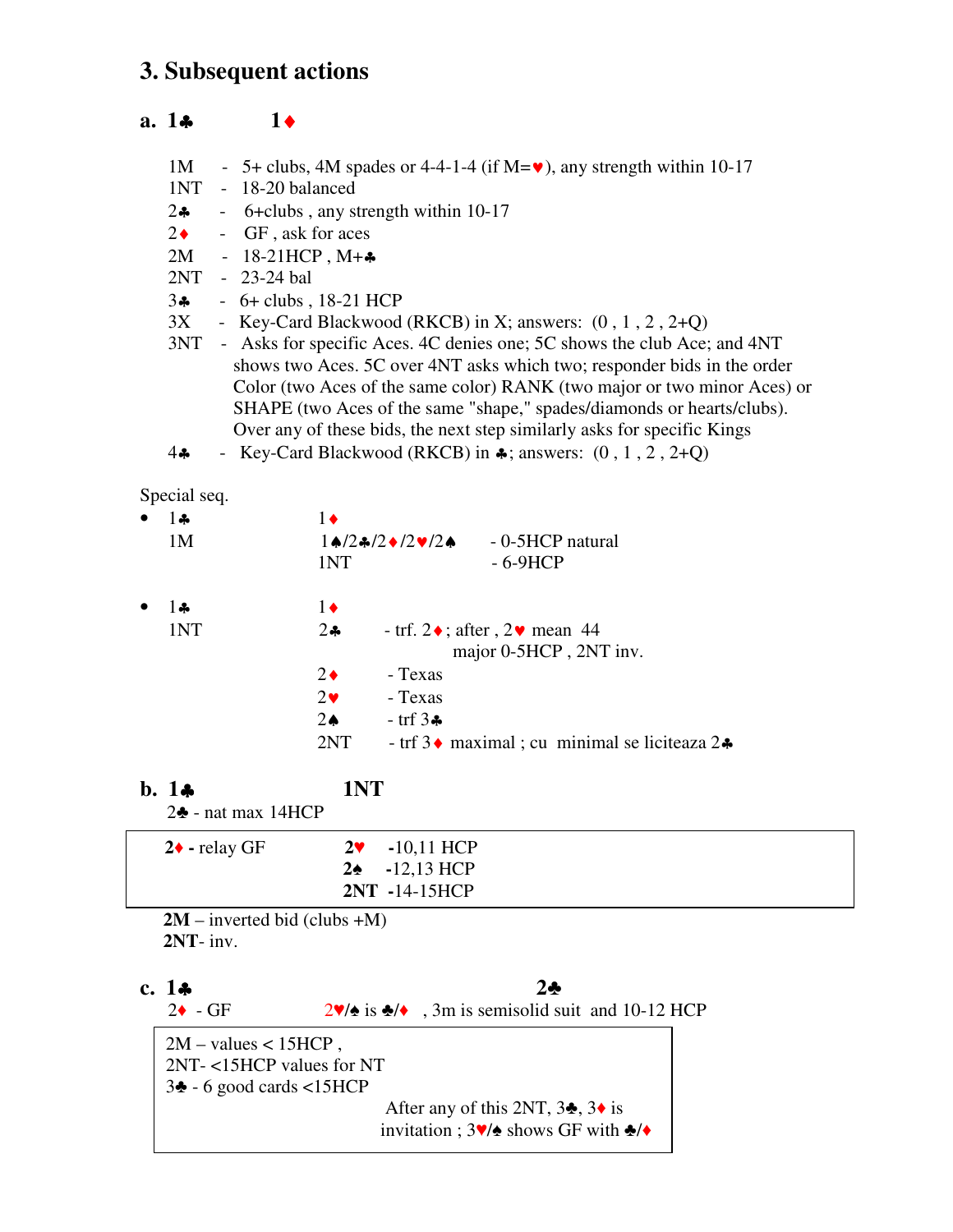## 3. Subsequent actions

### a. 1♣ 1♦

- 1M - 5+ clubs, 4M spades or 4-4-1-4 (if M=♥), any strength within 10-17
- 1NT - 18-20 balanced
- 2♣ - 6+clubs , any strength within 10-17
- 2♦ - GF , ask for aces
- 2M - 18-21HCP , M+♣
- 2NT - 23-24 bal
- 3♣ - 6+ clubs , 18-21 HCP
- 3X - Key-Card Blackwood (RKCB) in X; answers: (0 , 1 , 2 , 2+Q)
- 3NT - Asks for specific Aces. 4C denies one; 5C shows the club Ace; and 4NT shows two Aces. 5C over 4NT asks which two; responder bids in the order Color (two Aces of the same color) RANK (two major or two minor Aces) or SHAPE (two Aces of the same "shape," spades/diamonds or hearts/clubs). Over any of these bids, the next step similarly asks for specific Kings
- 4♣ - Key-Card Blackwood (RKCB) in ♣; answers: (0 , 1 , 2 , 2+Q)

Special seq.

- 1♣ 1♦
  1M 1♠/2♣/2♦/2♥/2♠ - 0-5HCP natural
  1NT - 6-9HCP

- 1♣ 1♦
  1NT 2♣ - trf. 2♦; after , 2♥ mean 44 major 0-5HCP , 2NT inv.
  2♦ - Texas
  2♥ - Texas
  2♠ - trf 3♣
  2NT - trf 3♦ maximal ; cu minimal se liciteaza 2♣

### b. 1♣ 1NT

2♣ - nat max 14HCP

| | |
|---|---|
| **2♦ - relay GF** | **2♥** -10,11 HCP |
| | **2♠** -12,13 HCP |
| | **2NT** -14-15HCP |

**2M** – inverted bid (clubs +M)
**2NT**- inv.

### c. 1♣ 2♣

2♦ - GF 2♥/♠ is ♣/♦ , 3m is semisolid suit and 10-12 HCP

| |
|---|
| 2M – values < 15HCP ,<br>2NT- <15HCP values for NT<br>3♣ - 6 good cards <15HCP<br>After any of this 2NT, 3♣, 3♦ is invitation ; 3♥/♠ shows GF with ♣/♦ |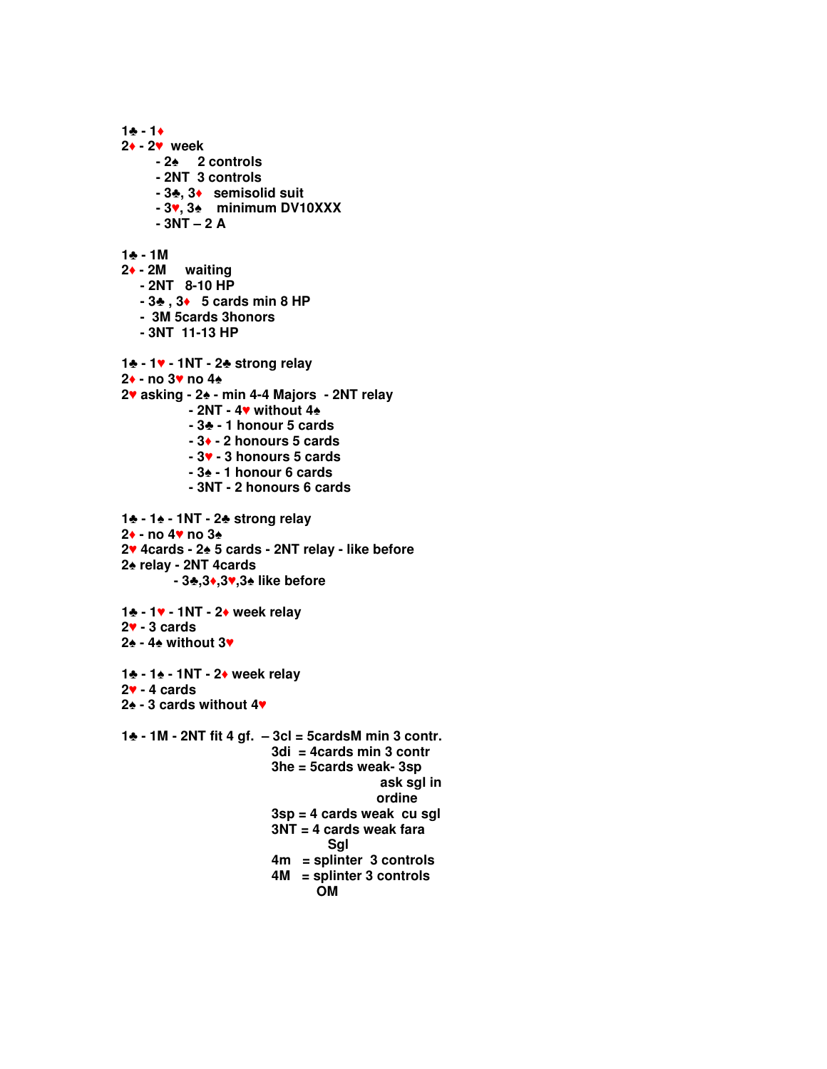1♣ - 1♦
2♦ - 2♥ week
- 2♠ 2 controls
- 2NT 3 controls
- 3♣, 3♦ semisolid suit
- 3♥, 3♠ minimum DV10XXX
- 3NT – 2 A

1♣ - 1M
2♦ - 2M waiting
- 2NT 8-10 HP
- 3♣ , 3♦ 5 cards min 8 HP
- 3M 5cards 3honors
- 3NT 11-13 HP

1♣ - 1♥ - 1NT - 2♣ strong relay
2♦ - no 3♥ no 4♠
2♥ asking - 2♠ - min 4-4 Majors - 2NT relay
- 2NT - 4♥ without 4♠
- 3♣ - 1 honour 5 cards
- 3♦ - 2 honours 5 cards
- 3♥ - 3 honours 5 cards
- 3♠ - 1 honour 6 cards
- 3NT - 2 honours 6 cards

1♣ - 1♠ - 1NT - 2♣ strong relay
2♦ - no 4♥ no 3♠
2♥ 4cards - 2♠ 5 cards - 2NT relay - like before
2♠ relay - 2NT 4cards
- 3♣,3♦,3♥,3♠ like before

1♣ - 1♥ - 1NT - 2♦ week relay
2♥ - 3 cards
2♠ - 4♠ without 3♥

1♣ - 1♠ - 1NT - 2♦ week relay
2♥ - 4 cards
2♠ - 3 cards without 4♥

1♣ - 1M - 2NT fit 4 gf. – 3cl = 5cardsM min 3 contr.
3di = 4cards min 3 contr
3he = 5cards weak- 3sp ask sgl in ordine
3sp = 4 cards weak cu sgl
3NT = 4 cards weak fara Sgl
4m = splinter 3 controls
4M = splinter 3 controls OM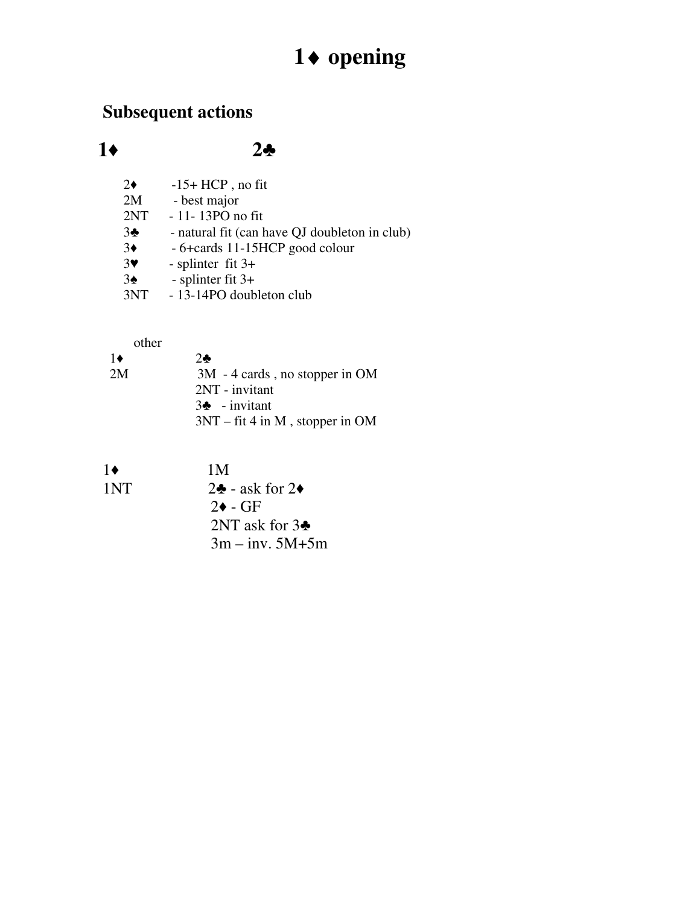# 1♦ opening

## Subsequent actions

### 1♦ 2♣

| | |
|---|---|
| 2♦ | -15+ HCP , no fit |
| 2M | - best major |
| 2NT | - 11- 13PO no fit |
| 3♣ | - natural fit (can have QJ doubleton in club) |
| 3♦ | - 6+cards 11-15HCP good colour |
| 3♥ | - splinter fit 3+ |
| 3♠ | - splinter fit 3+ |
| 3NT | - 13-14PO doubleton club |

other

| | |
|---|---|
| 1♦ | 2♣ |
| 2M | 3M - 4 cards , no stopper in OM |
| | 2NT - invitant |
| | 3♣ - invitant |
| | 3NT – fit 4 in M , stopper in OM |

| | |
|---|---|
| 1♦ | 1M |
| 1NT | 2♣ - ask for 2♦ |
| | 2♦ - GF |
| | 2NT ask for 3♣ |
| | 3m – inv. 5M+5m |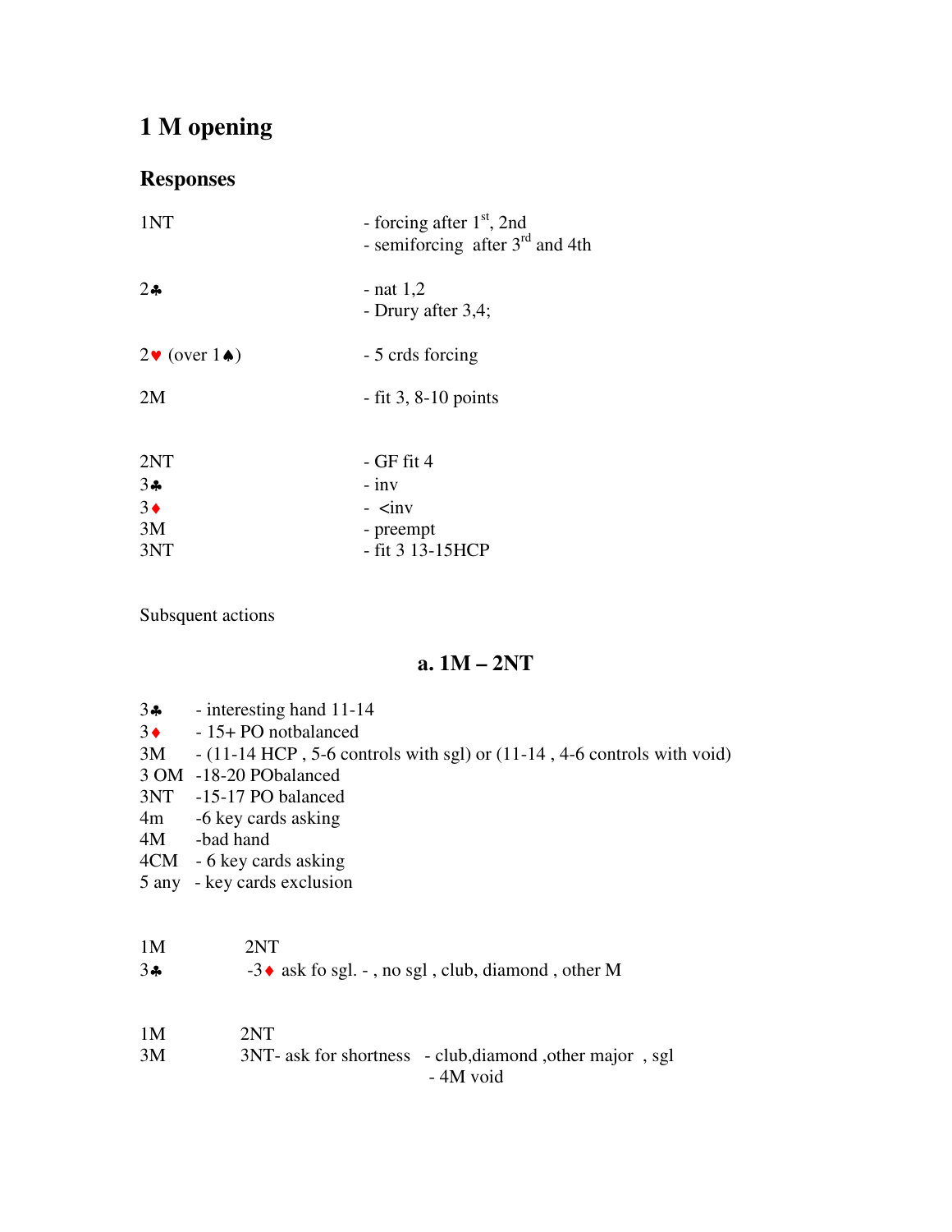# 1 M opening

## Responses

| | |
|---|---|
| 1NT | - forcing after 1st, 2nd<br>- semiforcing after 3rd and 4th |
| 2♣ | - nat 1,2<br>- Drury after 3,4; |
| 2♥ (over 1♠) | - 5 crds forcing |
| 2M | - fit 3, 8-10 points |
| 2NT | - GF fit 4 |
| 3♣ | - inv |
| 3♦ | - <inv |
| 3M | - preempt |
| 3NT | - fit 3 13-15HCP |

Subsquent actions

### a. 1M – 2NT

| | |
|---|---|
| 3♣ | - interesting hand 11-14 |
| 3♦ | - 15+ PO notbalanced |
| 3M | - (11-14 HCP , 5-6 controls with sgl) or (11-14 , 4-6 controls with void) |
| 3 OM | -18-20 PObalanced |
| 3NT | -15-17 PO balanced |
| 4m | -6 key cards asking |
| 4M | -bad hand |
| 4CM | - 6 key cards asking |
| 5 any | - key cards exclusion |

| | |
|---|---|
| 1M | 2NT |
| 3♣ | -3♦ ask fo sgl. - , no sgl , club, diamond , other M |

| | |
|---|---|
| 1M | 2NT |
| 3M | 3NT- ask for shortness - club,diamond ,other major , sgl<br>- 4M void |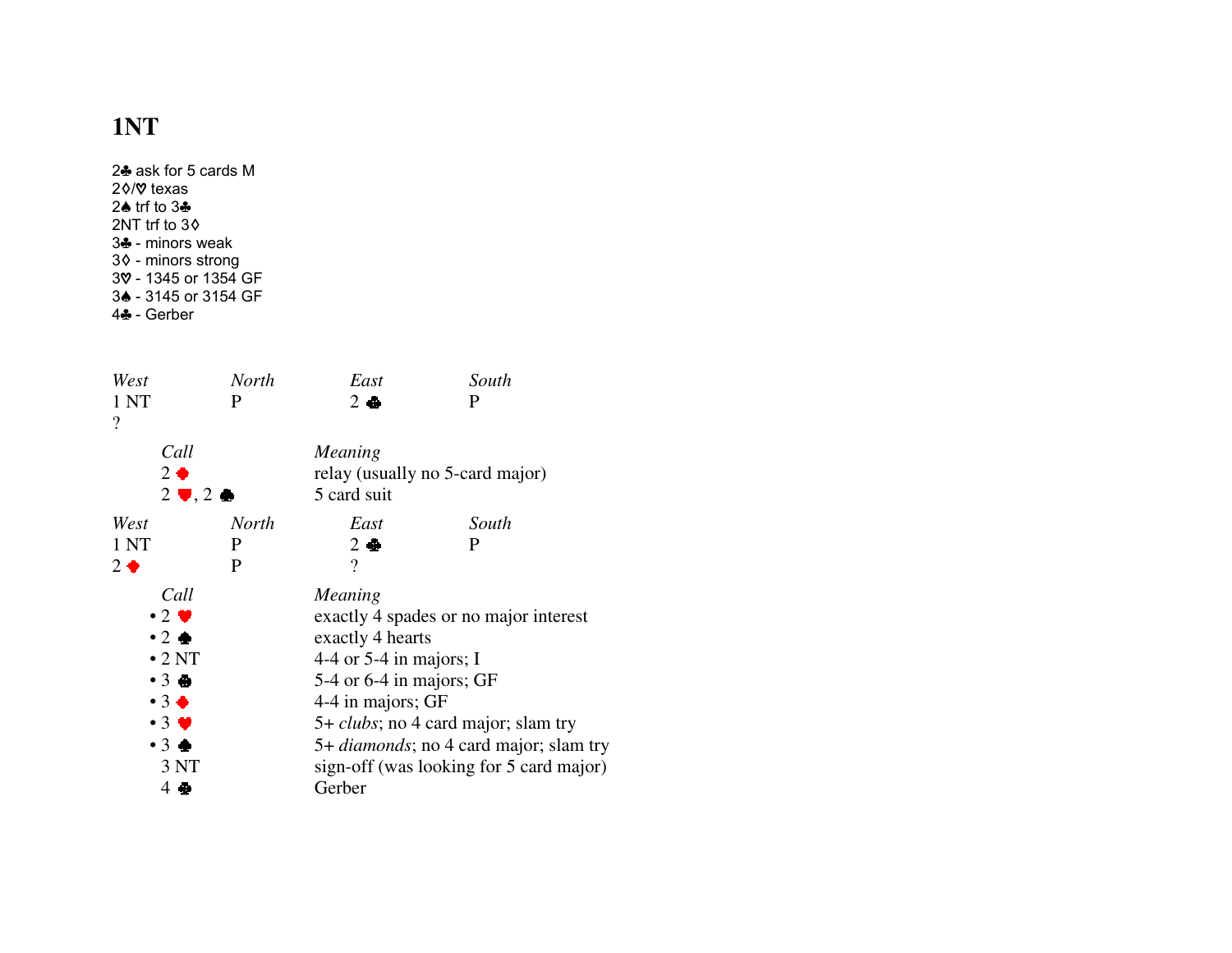# 1NT

2♣ ask for 5 cards M
2♦/♥ texas
2♠ trf to 3♣
2NT trf to 3♦
3♣ - minors weak
3♦ - minors strong
3♥ - 1345 or 1354 GF
3♠ - 3145 or 3154 GF
4♣ - Gerber

| *West* | *North* | *East* | *South* |
|---|---|---|---|
| 1 NT | P | 2 ♣ | P |
| ? | | | |

| *Call* | *Meaning* |
|---|---|
| 2 ♦ | relay (usually no 5-card major) |
| 2 ♥, 2 ♠ | 5 card suit |

| *West* | *North* | *East* | *South* |
|---|---|---|---|
| 1 NT | P | 2 ♣ | P |
| 2 ♦ | P | ? | |

| *Call* | *Meaning* |
|---|---|
| • 2 ♥ | exactly 4 spades or no major interest |
| • 2 ♠ | exactly 4 hearts |
| • 2 NT | 4-4 or 5-4 in majors; I |
| • 3 ♣ | 5-4 or 6-4 in majors; GF |
| • 3 ♦ | 4-4 in majors; GF |
| • 3 ♥ | 5+ *clubs*; no 4 card major; slam try |
| • 3 ♠ | 5+ *diamonds*; no 4 card major; slam try |
| 3 NT | sign-off (was looking for 5 card major) |
| 4 ♣ | Gerber |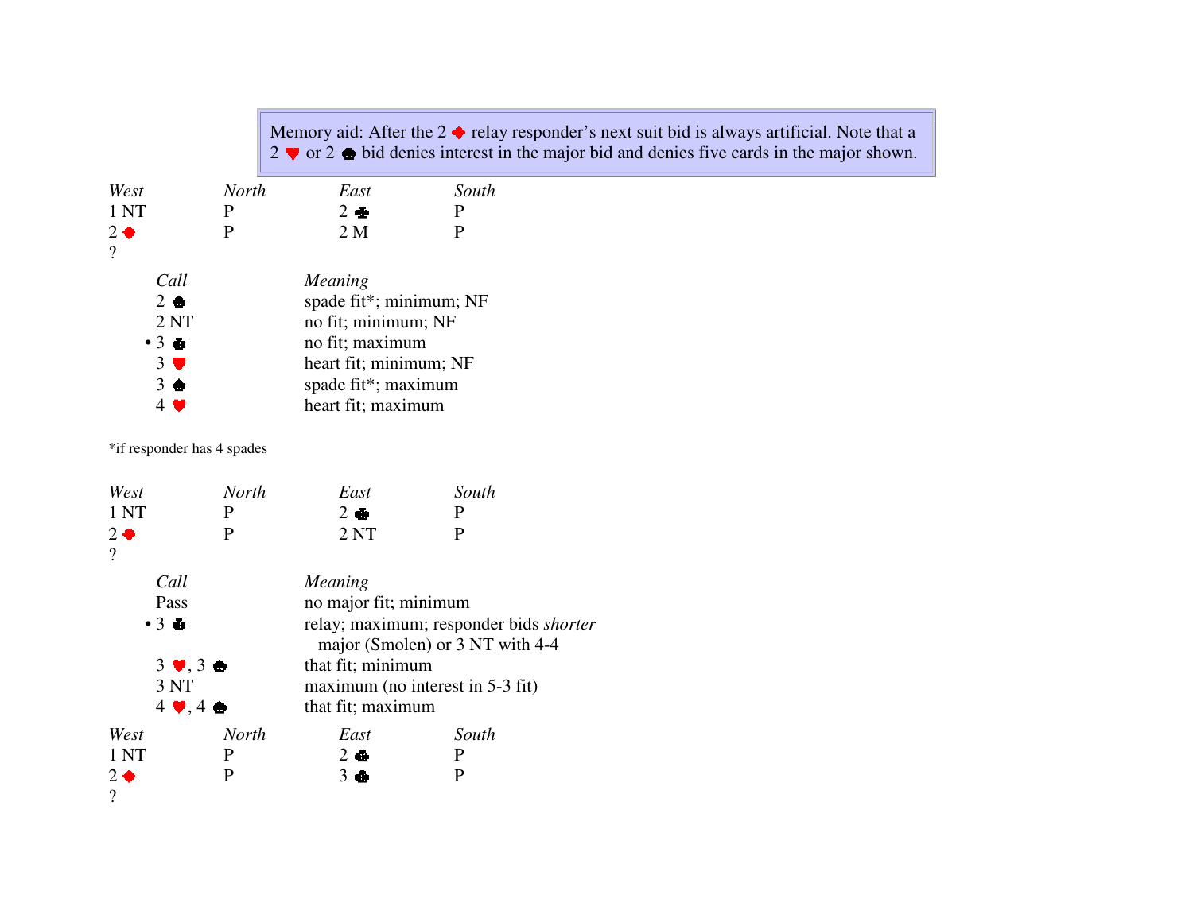> Memory aid: After the 2 ♦ relay responder's next suit bid is always artificial. Note that a 2 ♥ or 2 ♠ bid denies interest in the major bid and denies five cards in the major shown.

| *West* | *North* | *East* | *South* |
|---|---|---|---|
| 1 NT | P | 2 ♣ | P |
| 2 ♦ | P | 2 M | P |
| ? | | | |

| *Call* | *Meaning* |
|---|---|
| 2 ♠ | spade fit*; minimum; NF |
| 2 NT | no fit; minimum; NF |
| • 3 ♣ | no fit; maximum |
| 3 ♥ | heart fit; minimum; NF |
| 3 ♠ | spade fit*; maximum |
| 4 ♥ | heart fit; maximum |

*if responder has 4 spades

| *West* | *North* | *East* | *South* |
|---|---|---|---|
| 1 NT | P | 2 ♣ | P |
| 2 ♦ | P | 2 NT | P |
| ? | | | |

| *Call* | *Meaning* |
|---|---|
| Pass | no major fit; minimum |
| • 3 ♣ | relay; maximum; responder bids *shorter* major (Smolen) or 3 NT with 4-4 |
| 3 ♥, 3 ♠ | that fit; minimum |
| 3 NT | maximum (no interest in 5-3 fit) |
| 4 ♥, 4 ♠ | that fit; maximum |

| *West* | *North* | *East* | *South* |
|---|---|---|---|
| 1 NT | P | 2 ♣ | P |
| 2 ♦ | P | 3 ♣ | P |
| ? | | | |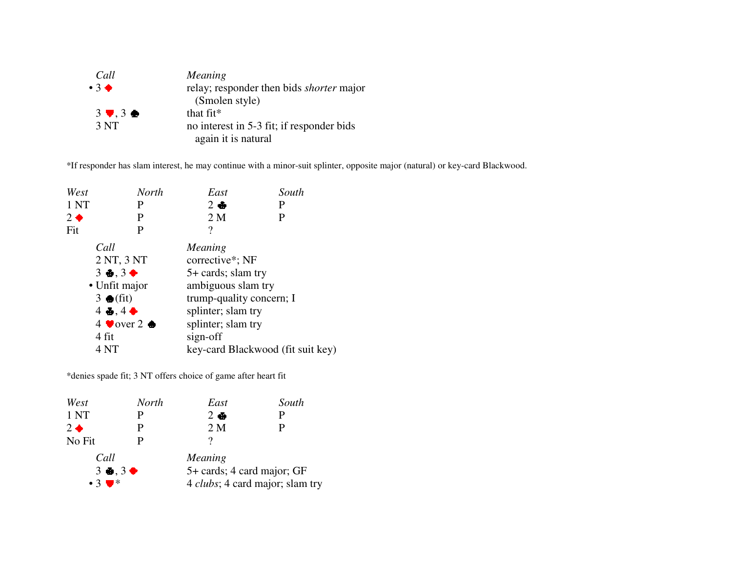| *Call* | *Meaning* |
|---|---|
| • 3 ♦ | relay; responder then bids *shorter* major (Smolen style) |
| 3 ♥, 3 ♠ | that fit* |
| 3 NT | no interest in 5-3 fit; if responder bids again it is natural |

*If responder has slam interest, he may continue with a minor-suit splinter, opposite major (natural) or key-card Blackwood.

| *West* | *North* | *East* | *South* |
|---|---|---|---|
| 1 NT | P | 2 ♣ | P |
| 2 ♦ | P | 2 M | P |
| Fit | P | ? | |

| *Call* | *Meaning* |
|---|---|
| 2 NT, 3 NT | corrective*; NF |
| 3 ♣, 3 ♦ | 5+ cards; slam try |
| • Unfit major | ambiguous slam try |
| 3 ♠ (fit) | trump-quality concern; I |
| 4 ♣, 4 ♦ | splinter; slam try |
| 4 ♥ over 2 ♠ | splinter; slam try |
| 4 fit | sign-off |
| 4 NT | key-card Blackwood (fit suit key) |

*denies spade fit; 3 NT offers choice of game after heart fit

| *West* | *North* | *East* | *South* |
|---|---|---|---|
| 1 NT | P | 2 ♣ | P |
| 2 ♦ | P | 2 M | P |
| No Fit | P | ? | |

| *Call* | *Meaning* |
|---|---|
| 3 ♣, 3 ♦ | 5+ cards; 4 card major; GF |
| • 3 ♥* | 4 *clubs*; 4 card major; slam try |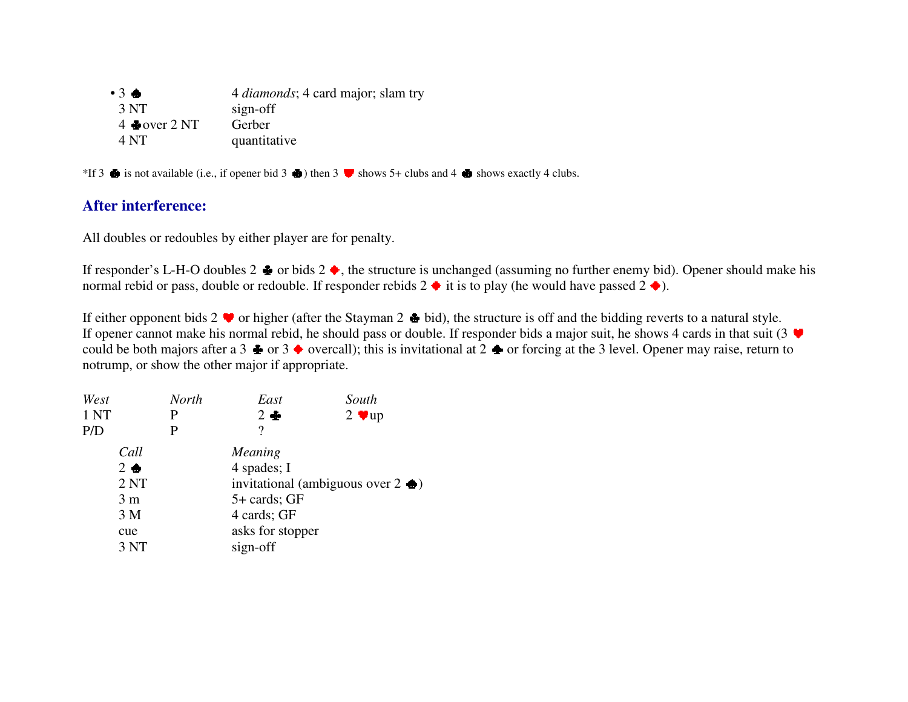| | |
|---|---|
| • 3 ♠ | 4 *diamonds*; 4 card major; slam try |
| 3 NT | sign-off |
| 4 ♣ over 2 NT | Gerber |
| 4 NT | quantitative |

*If 3 ♣ is not available (i.e., if opener bid 3 ♣) then 3 ♥ shows 5+ clubs and 4 ♣ shows exactly 4 clubs.

## After interference:

All doubles or redoubles by either player are for penalty.

If responder's L-H-O doubles 2 ♣ or bids 2 ♦, the structure is unchanged (assuming no further enemy bid). Opener should make his normal rebid or pass, double or redouble. If responder rebids 2 ♦ it is to play (he would have passed 2 ♦).

If either opponent bids 2 ♥ or higher (after the Stayman 2 ♣ bid), the structure is off and the bidding reverts to a natural style. If opener cannot make his normal rebid, he should pass or double. If responder bids a major suit, he shows 4 cards in that suit (3 ♥ could be both majors after a 3 ♣ or 3 ♦ overcall); this is invitational at 2 ♠ or forcing at the 3 level. Opener may raise, return to notrump, or show the other major if appropriate.

| *West* | *North* | *East* | *South* |
|---|---|---|---|
| 1 NT | P | 2 ♣ | 2 ♥ up |
| P/D | P | ? | |

| *Call* | *Meaning* |
|---|---|
| 2 ♠ | 4 spades; I |
| 2 NT | invitational (ambiguous over 2 ♠) |
| 3 m | 5+ cards; GF |
| 3 M | 4 cards; GF |
| cue | asks for stopper |
| 3 NT | sign-off |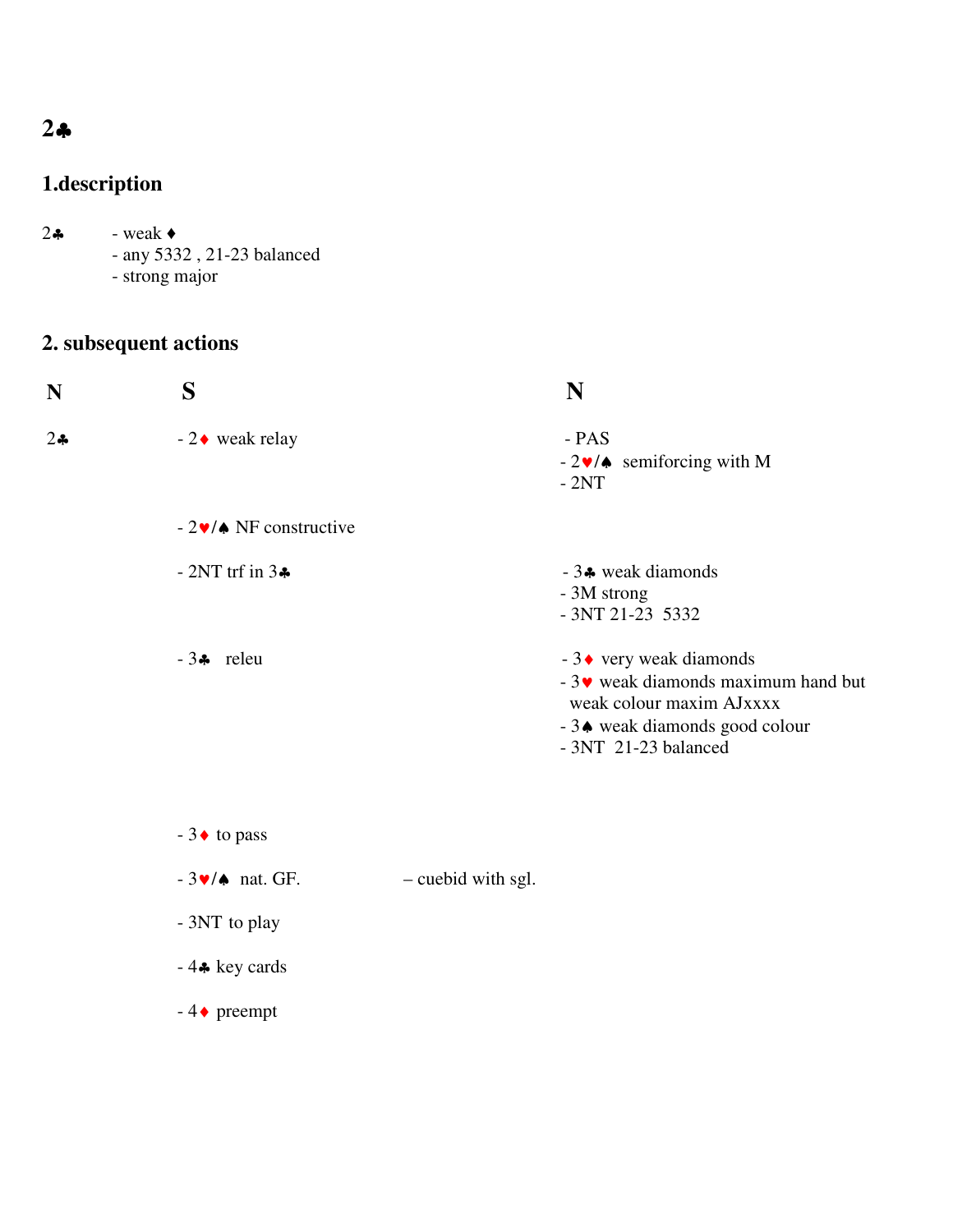# 2♣

## 1.description

2♣
- weak ♦
- any 5332 , 21-23 balanced
- strong major

## 2. subsequent actions

| N | S | | N |
|---|---|---|---|
| 2♣ | - 2♦ weak relay | | - PAS<br>- 2♥/♠ semiforcing with M<br>- 2NT |
| | - 2♥/♠ NF constructive | | |
| | - 2NT trf in 3♣ | | - 3♣ weak diamonds<br>- 3M strong<br>- 3NT 21-23 5332 |
| | - 3♣ releu | | - 3♦ very weak diamonds<br>- 3♥ weak diamonds maximum hand but weak colour maxim AJxxxx<br>- 3♠ weak diamonds good colour<br>- 3NT 21-23 balanced |
| | - 3♦ to pass | | |
| | - 3♥/♠ nat. GF. | – cuebid with sgl. | |
| | - 3NT to play | | |
| | - 4♣ key cards | | |
| | - 4♦ preempt | | |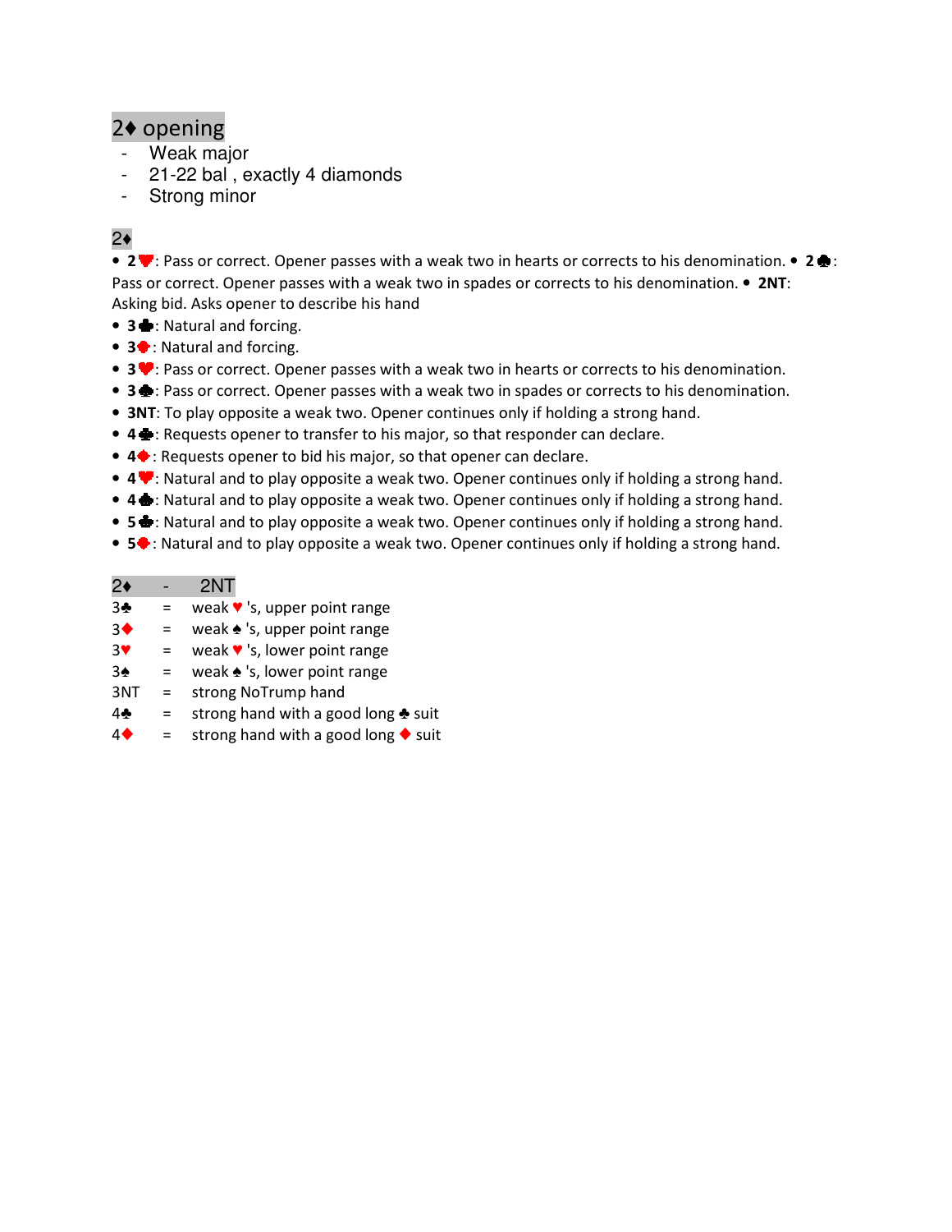## 2♦ opening

- Weak major
- 21-22 bal , exactly 4 diamonds
- Strong minor

### 2♦

- **2♥**: Pass or correct. Opener passes with a weak two in hearts or corrects to his denomination.
- **2♠**: Pass or correct. Opener passes with a weak two in spades or corrects to his denomination.
- **2NT**: Asking bid. Asks opener to describe his hand
- **3♣**: Natural and forcing.
- **3♦**: Natural and forcing.
- **3♥**: Pass or correct. Opener passes with a weak two in hearts or corrects to his denomination.
- **3♠**: Pass or correct. Opener passes with a weak two in spades or corrects to his denomination.
- **3NT**: To play opposite a weak two. Opener continues only if holding a strong hand.
- **4♣**: Requests opener to transfer to his major, so that responder can declare.
- **4♦**: Requests opener to bid his major, so that opener can declare.
- **4♥**: Natural and to play opposite a weak two. Opener continues only if holding a strong hand.
- **4♠**: Natural and to play opposite a weak two. Opener continues only if holding a strong hand.
- **5♣**: Natural and to play opposite a weak two. Opener continues only if holding a strong hand.
- **5♦**: Natural and to play opposite a weak two. Opener continues only if holding a strong hand.

| 2♦ | - | 2NT |
|---|---|---|
| 3♣ | = | weak ♥ 's, upper point range |
| 3♦ | = | weak ♠ 's, upper point range |
| 3♥ | = | weak ♥ 's, lower point range |
| 3♠ | = | weak ♠ 's, lower point range |
| 3NT | = | strong NoTrump hand |
| 4♣ | = | strong hand with a good long ♣ suit |
| 4♦ | = | strong hand with a good long ♦ suit |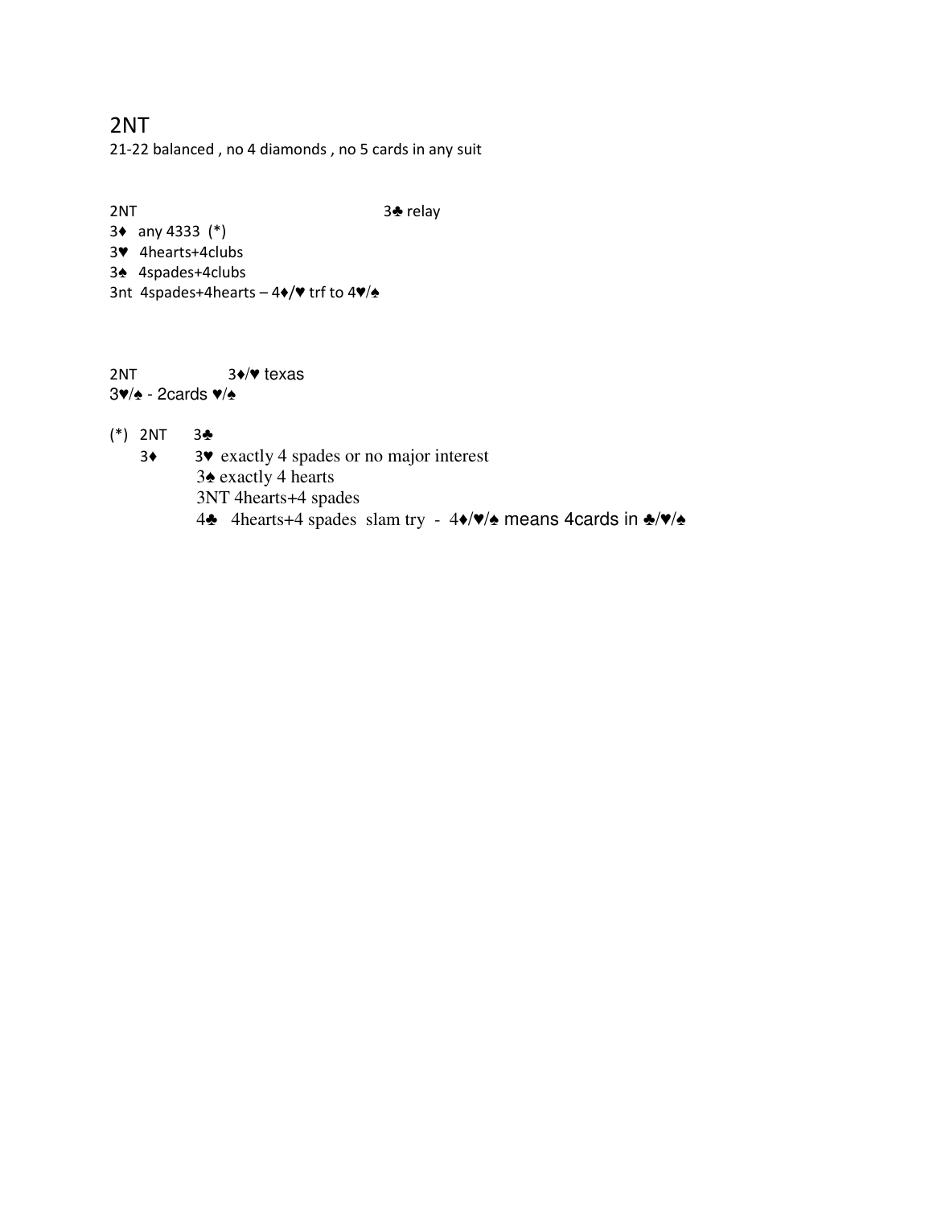## 2NT

21-22 balanced , no 4 diamonds , no 5 cards in any suit

2NT 3♣ relay

3♦ any 4333 (*)

3♥ 4hearts+4clubs

3♠ 4spades+4clubs

3nt 4spades+4hearts – 4♦/♥ trf to 4♥/♠

2NT 3♦/♥ texas

3♥/♠ - 2cards ♥/♠

(*) 2NT 3♣

3♦ 3♥ exactly 4 spades or no major interest

3♠ exactly 4 hearts

3NT 4hearts+4 spades

4♣ 4hearts+4 spades slam try - 4♦/♥/♠ means 4cards in ♣/♥/♠